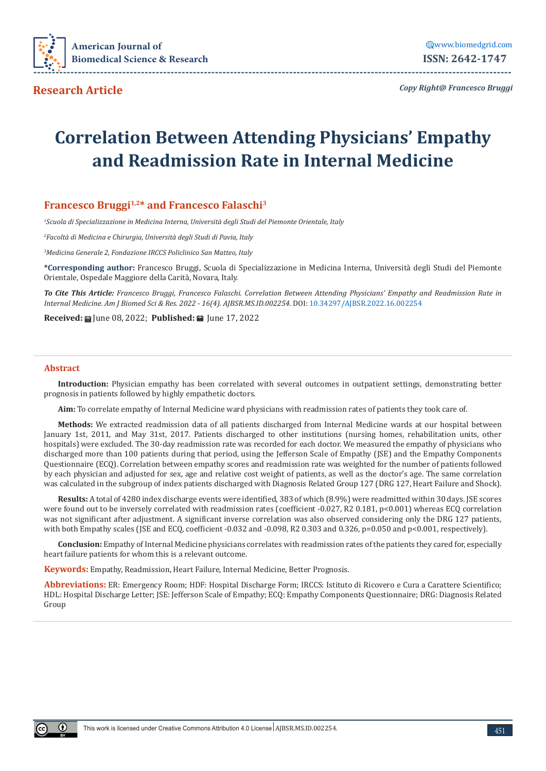Research Article

Copy Right@ Francesco Bruggi

# Correlation Between Attending Physicians' Empathy and Readmission Rate in Internal Medicine

## Francesco Bruggi[1,2]* and Francesco Falaschi[3]

[1]*Scuola di Specializzazione in Medicina Interna, Università degli Studi del Piemonte Orientale, Italy*

[2]*Facoltà di Medicina e Chirurgia, Università degli Studi di Pavia, Italy*

[3]*Medicina Generale 2, Fondazione IRCCS Policlinico San Matteo, Italy*

**\*Corresponding author:** Francesco Bruggi, Scuola di Specializzazione in Medicina Interna, Università degli Studi del Piemonte Orientale, Ospedale Maggiore della Carità, Novara, Italy.

***To Cite This Article:*** *Francesco Bruggi, Francesco Falaschi. Correlation Between Attending Physicians' Empathy and Readmission Rate in Internal Medicine. Am J Biomed Sci & Res. 2022 - 16(4). AJBSR.MS.ID.002254.* DOI: 10.34297/AJBSR.2022.16.002254

**Received:** June 08, 2022; **Published:** June 17, 2022

## Abstract

**Introduction:** Physician empathy has been correlated with several outcomes in outpatient settings, demonstrating better prognosis in patients followed by highly empathetic doctors.

**Aim:** To correlate empathy of Internal Medicine ward physicians with readmission rates of patients they took care of.

**Methods:** We extracted readmission data of all patients discharged from Internal Medicine wards at our hospital between January 1st, 2011, and May 31st, 2017. Patients discharged to other institutions (nursing homes, rehabilitation units, other hospitals) were excluded. The 30-day readmission rate was recorded for each doctor. We measured the empathy of physicians who discharged more than 100 patients during that period, using the Jefferson Scale of Empathy (JSE) and the Empathy Components Questionnaire (ECQ). Correlation between empathy scores and readmission rate was weighted for the number of patients followed by each physician and adjusted for sex, age and relative cost weight of patients, as well as the doctor's age. The same correlation was calculated in the subgroup of index patients discharged with Diagnosis Related Group 127 (DRG 127, Heart Failure and Shock).

**Results:** A total of 4280 index discharge events were identified, 383 of which (8.9%) were readmitted within 30 days. JSE scores were found out to be inversely correlated with readmission rates (coefficient -0.027, $R^2$ 0.181, $p<0.001$) whereas ECQ correlation was not significant after adjustment. A significant inverse correlation was also observed considering only the DRG 127 patients, with both Empathy scales (JSE and ECQ, coefficient -0.032 and -0.098, $R^2$ 0.303 and 0.326, $p=0.050$ and $p<0.001$, respectively).

**Conclusion:** Empathy of Internal Medicine physicians correlates with readmission rates of the patients they cared for, especially heart failure patients for whom this is a relevant outcome.

**Keywords:** Empathy, Readmission, Heart Failure, Internal Medicine, Better Prognosis.

**Abbreviations:** ER: Emergency Room; HDF: Hospital Discharge Form; IRCCS: Istituto di Ricovero e Cura a Carattere Scientifico; HDL: Hospital Discharge Letter; JSE: Jefferson Scale of Empathy; ECQ: Empathy Components Questionnaire; DRG: Diagnosis Related Group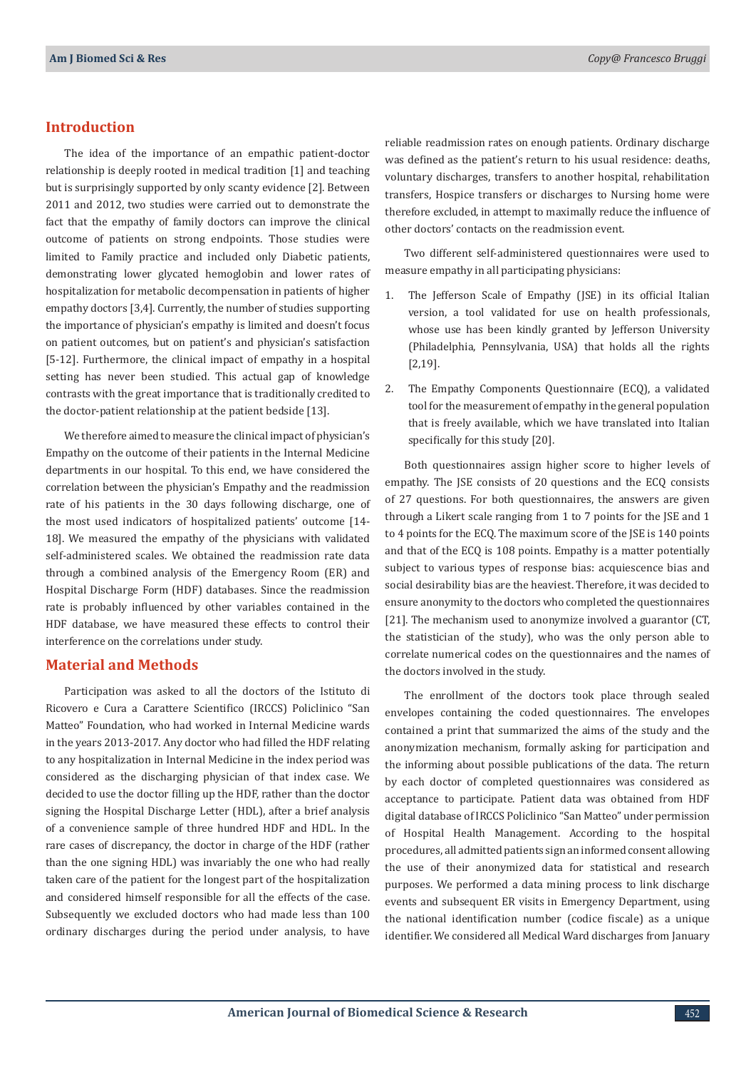## Introduction

The idea of the importance of an empathic patient-doctor relationship is deeply rooted in medical tradition [1] and teaching but is surprisingly supported by only scanty evidence [2]. Between 2011 and 2012, two studies were carried out to demonstrate the fact that the empathy of family doctors can improve the clinical outcome of patients on strong endpoints. Those studies were limited to Family practice and included only Diabetic patients, demonstrating lower glycated hemoglobin and lower rates of hospitalization for metabolic decompensation in patients of higher empathy doctors [3,4]. Currently, the number of studies supporting the importance of physician's empathy is limited and doesn't focus on patient outcomes, but on patient's and physician's satisfaction [5-12]. Furthermore, the clinical impact of empathy in a hospital setting has never been studied. This actual gap of knowledge contrasts with the great importance that is traditionally credited to the doctor-patient relationship at the patient bedside [13].

We therefore aimed to measure the clinical impact of physician's Empathy on the outcome of their patients in the Internal Medicine departments in our hospital. To this end, we have considered the correlation between the physician's Empathy and the readmission rate of his patients in the 30 days following discharge, one of the most used indicators of hospitalized patients' outcome [14-18]. We measured the empathy of the physicians with validated self-administered scales. We obtained the readmission rate data through a combined analysis of the Emergency Room (ER) and Hospital Discharge Form (HDF) databases. Since the readmission rate is probably influenced by other variables contained in the HDF database, we have measured these effects to control their interference on the correlations under study.

## Material and Methods

Participation was asked to all the doctors of the Istituto di Ricovero e Cura a Carattere Scientifico (IRCCS) Policlinico "San Matteo" Foundation, who had worked in Internal Medicine wards in the years 2013-2017. Any doctor who had filled the HDF relating to any hospitalization in Internal Medicine in the index period was considered as the discharging physician of that index case. We decided to use the doctor filling up the HDF, rather than the doctor signing the Hospital Discharge Letter (HDL), after a brief analysis of a convenience sample of three hundred HDF and HDL. In the rare cases of discrepancy, the doctor in charge of the HDF (rather than the one signing HDL) was invariably the one who had really taken care of the patient for the longest part of the hospitalization and considered himself responsible for all the effects of the case. Subsequently we excluded doctors who had made less than 100 ordinary discharges during the period under analysis, to have reliable readmission rates on enough patients. Ordinary discharge was defined as the patient's return to his usual residence: deaths, voluntary discharges, transfers to another hospital, rehabilitation transfers, Hospice transfers or discharges to Nursing home were therefore excluded, in attempt to maximally reduce the influence of other doctors' contacts on the readmission event.

Two different self-administered questionnaires were used to measure empathy in all participating physicians:

1. The Jefferson Scale of Empathy (JSE) in its official Italian version, a tool validated for use on health professionals, whose use has been kindly granted by Jefferson University (Philadelphia, Pennsylvania, USA) that holds all the rights [2,19].
2. The Empathy Components Questionnaire (ECQ), a validated tool for the measurement of empathy in the general population that is freely available, which we have translated into Italian specifically for this study [20].

Both questionnaires assign higher score to higher levels of empathy. The JSE consists of 20 questions and the ECQ consists of 27 questions. For both questionnaires, the answers are given through a Likert scale ranging from 1 to 7 points for the JSE and 1 to 4 points for the ECQ. The maximum score of the JSE is 140 points and that of the ECQ is 108 points. Empathy is a matter potentially subject to various types of response bias: acquiescence bias and social desirability bias are the heaviest. Therefore, it was decided to ensure anonymity to the doctors who completed the questionnaires [21]. The mechanism used to anonymize involved a guarantor (CT, the statistician of the study), who was the only person able to correlate numerical codes on the questionnaires and the names of the doctors involved in the study.

The enrollment of the doctors took place through sealed envelopes containing the coded questionnaires. The envelopes contained a print that summarized the aims of the study and the anonymization mechanism, formally asking for participation and the informing about possible publications of the data. The return by each doctor of completed questionnaires was considered as acceptance to participate. Patient data was obtained from HDF digital database of IRCCS Policlinico "San Matteo" under permission of Hospital Health Management. According to the hospital procedures, all admitted patients sign an informed consent allowing the use of their anonymized data for statistical and research purposes. We performed a data mining process to link discharge events and subsequent ER visits in Emergency Department, using the national identification number (codice fiscale) as a unique identifier. We considered all Medical Ward discharges from January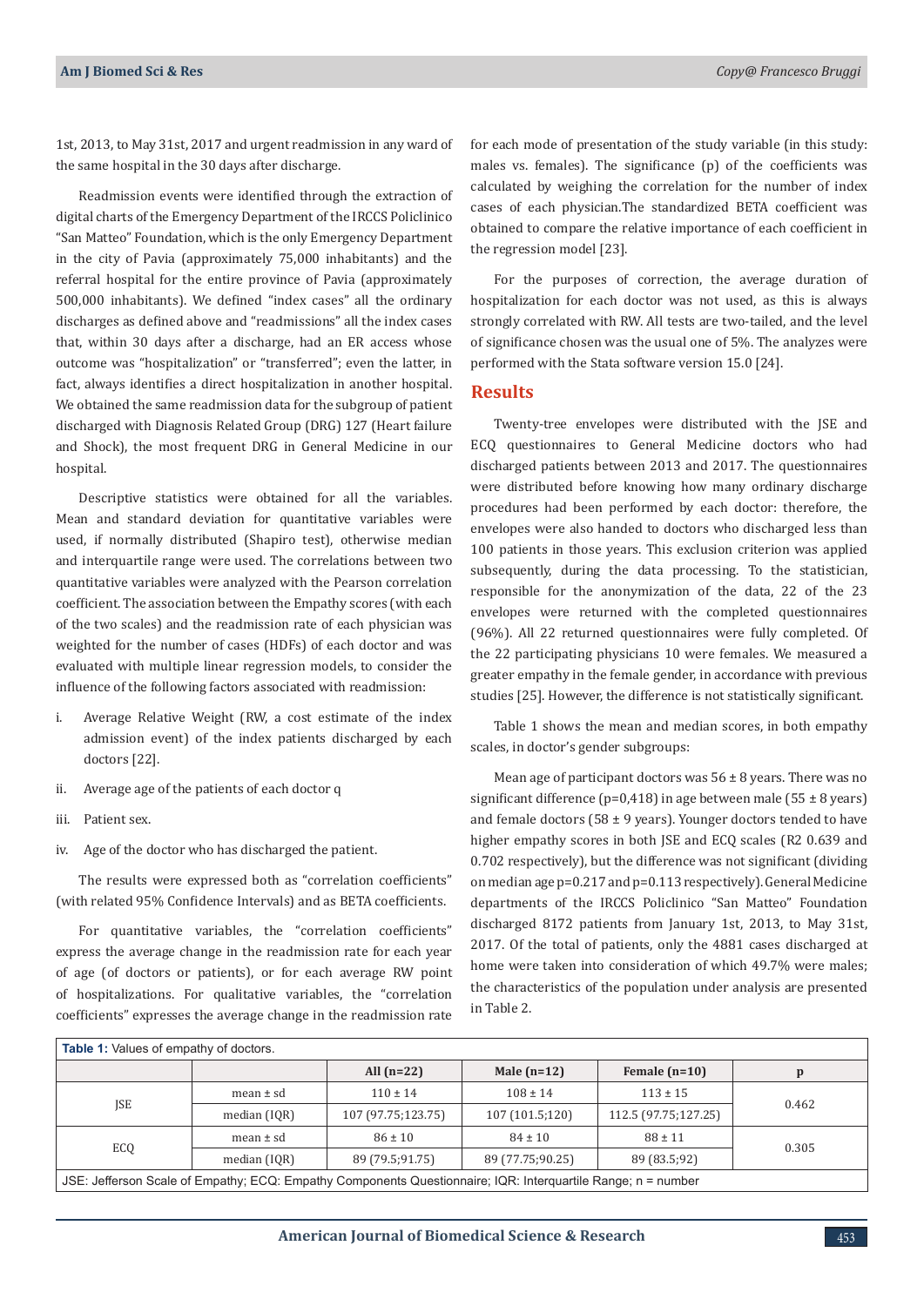1st, 2013, to May 31st, 2017 and urgent readmission in any ward of the same hospital in the 30 days after discharge.

Readmission events were identified through the extraction of digital charts of the Emergency Department of the IRCCS Policlinico "San Matteo" Foundation, which is the only Emergency Department in the city of Pavia (approximately 75,000 inhabitants) and the referral hospital for the entire province of Pavia (approximately 500,000 inhabitants). We defined "index cases" all the ordinary discharges as defined above and "readmissions" all the index cases that, within 30 days after a discharge, had an ER access whose outcome was "hospitalization" or "transferred"; even the latter, in fact, always identifies a direct hospitalization in another hospital. We obtained the same readmission data for the subgroup of patient discharged with Diagnosis Related Group (DRG) 127 (Heart failure and Shock), the most frequent DRG in General Medicine in our hospital.

Descriptive statistics were obtained for all the variables. Mean and standard deviation for quantitative variables were used, if normally distributed (Shapiro test), otherwise median and interquartile range were used. The correlations between two quantitative variables were analyzed with the Pearson correlation coefficient. The association between the Empathy scores (with each of the two scales) and the readmission rate of each physician was weighted for the number of cases (HDFs) of each doctor and was evaluated with multiple linear regression models, to consider the influence of the following factors associated with readmission:

i. Average Relative Weight (RW, a cost estimate of the index admission event) of the index patients discharged by each doctors [22].

ii. Average age of the patients of each doctor q

iii. Patient sex.

iv. Age of the doctor who has discharged the patient.

The results were expressed both as "correlation coefficients" (with related 95% Confidence Intervals) and as BETA coefficients.

For quantitative variables, the "correlation coefficients" express the average change in the readmission rate for each year of age (of doctors or patients), or for each average RW point of hospitalizations. For qualitative variables, the "correlation coefficients" expresses the average change in the readmission rate for each mode of presentation of the study variable (in this study: males vs. females). The significance (p) of the coefficients was calculated by weighing the correlation for the number of index cases of each physician.The standardized BETA coefficient was obtained to compare the relative importance of each coefficient in the regression model [23].

For the purposes of correction, the average duration of hospitalization for each doctor was not used, as this is always strongly correlated with RW. All tests are two-tailed, and the level of significance chosen was the usual one of 5%. The analyzes were performed with the Stata software version 15.0 [24].

## Results

Twenty-tree envelopes were distributed with the JSE and ECQ questionnaires to General Medicine doctors who had discharged patients between 2013 and 2017. The questionnaires were distributed before knowing how many ordinary discharge procedures had been performed by each doctor: therefore, the envelopes were also handed to doctors who discharged less than 100 patients in those years. This exclusion criterion was applied subsequently, during the data processing. To the statistician, responsible for the anonymization of the data, 22 of the 23 envelopes were returned with the completed questionnaires (96%). All 22 returned questionnaires were fully completed. Of the 22 participating physicians 10 were females. We measured a greater empathy in the female gender, in accordance with previous studies [25]. However, the difference is not statistically significant.

Table 1 shows the mean and median scores, in both empathy scales, in doctor's gender subgroups:

Mean age of participant doctors was 56 ± 8 years. There was no significant difference (p=0,418) in age between male (55 ± 8 years) and female doctors (58 ± 9 years). Younger doctors tended to have higher empathy scores in both JSE and ECQ scales (R2 0.639 and 0.702 respectively), but the difference was not significant (dividing on median age p=0.217 and p=0.113 respectively). General Medicine departments of the IRCCS Policlinico "San Matteo" Foundation discharged 8172 patients from January 1st, 2013, to May 31st, 2017. Of the total of patients, only the 4881 cases discharged at home were taken into consideration of which 49.7% were males; the characteristics of the population under analysis are presented in Table 2.

**Table 1:** Values of empathy of doctors.

| | | All (n=22) | Male (n=12) | Female (n=10) | p |
|---|---|---|---|---|---|
| JSE | mean ± sd | 110 ± 14 | 108 ± 14 | 113 ± 15 | 0.462 |
| | median (IQR) | 107 (97.75;123.75) | 107 (101.5;120) | 112.5 (97.75;127.25) | |
| ECQ | mean ± sd | 86 ± 10 | 84 ± 10 | 88 ± 11 | 0.305 |
| | median (IQR) | 89 (79.5;91.75) | 89 (77.75;90.25) | 89 (83.5;92) | |

JSE: Jefferson Scale of Empathy; ECQ: Empathy Components Questionnaire; IQR: Interquartile Range; n = number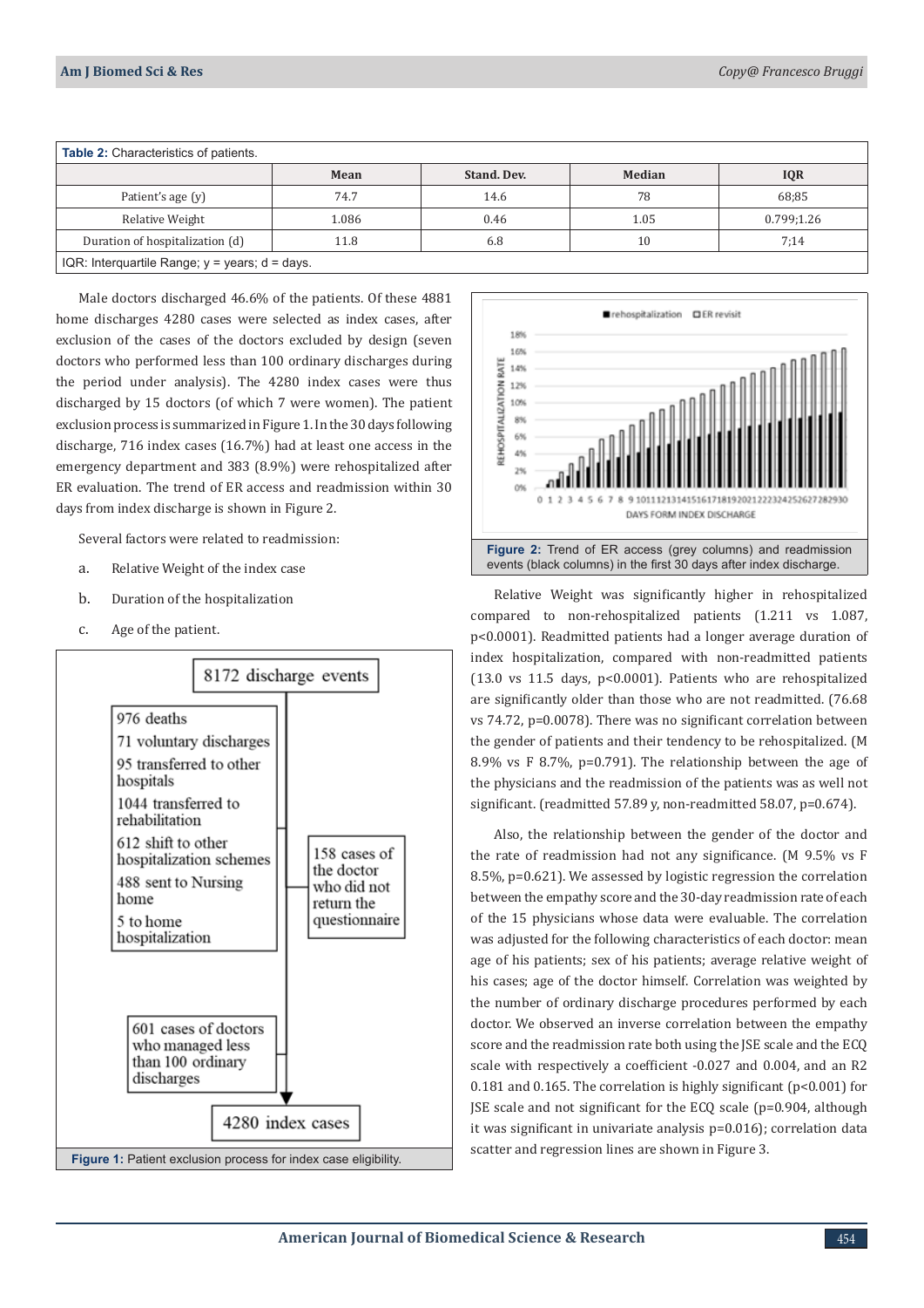**Table 2:** Characteristics of patients.

| | Mean | Stand. Dev. | Median | IQR |
|---|---|---|---|---|
| Patient's age (y) | 74.7 | 14.6 | 78 | 68;85 |
| Relative Weight | 1.086 | 0.46 | 1.05 | 0.799;1.26 |
| Duration of hospitalization (d) | 11.8 | 6.8 | 10 | 7;14 |

IQR: Interquartile Range; y = years; d = days.

Male doctors discharged 46.6% of the patients. Of these 4881 home discharges 4280 cases were selected as index cases, after exclusion of the cases of the doctors excluded by design (seven doctors who performed less than 100 ordinary discharges during the period under analysis). The 4280 index cases were thus discharged by 15 doctors (of which 7 were women). The patient exclusion process is summarized in Figure 1. In the 30 days following discharge, 716 index cases (16.7%) had at least one access in the emergency department and 383 (8.9%) were rehospitalized after ER evaluation. The trend of ER access and readmission within 30 days from index discharge is shown in Figure 2.

Several factors were related to readmission:

a. Relative Weight of the index case

b. Duration of the hospitalization

c. Age of the patient.

Figure 1: Patient exclusion process for index case eligibility.

Figure 2: Trend of ER access (grey columns) and readmission events (black columns) in the first 30 days after index discharge.

Relative Weight was significantly higher in rehospitalized compared to non-rehospitalized patients (1.211 vs 1.087, p<0.0001). Readmitted patients had a longer average duration of index hospitalization, compared with non-readmitted patients (13.0 vs 11.5 days, p<0.0001). Patients who are rehospitalized are significantly older than those who are not readmitted. (76.68 vs 74.72, p=0.0078). There was no significant correlation between the gender of patients and their tendency to be rehospitalized. (M 8.9% vs F 8.7%, p=0.791). The relationship between the age of the physicians and the readmission of the patients was as well not significant. (readmitted 57.89 y, non-readmitted 58.07, p=0.674).

Also, the relationship between the gender of the doctor and the rate of readmission had not any significance. (M 9.5% vs F 8.5%, p=0.621). We assessed by logistic regression the correlation between the empathy score and the 30-day readmission rate of each of the 15 physicians whose data were evaluable. The correlation was adjusted for the following characteristics of each doctor: mean age of his patients; sex of his patients; average relative weight of his cases; age of the doctor himself. Correlation was weighted by the number of ordinary discharge procedures performed by each doctor. We observed an inverse correlation between the empathy score and the readmission rate both using the JSE scale and the ECQ scale with respectively a coefficient -0.027 and 0.004, and an R2 0.181 and 0.165. The correlation is highly significant (p<0.001) for JSE scale and not significant for the ECQ scale (p=0.904, although it was significant in univariate analysis p=0.016); correlation data scatter and regression lines are shown in Figure 3.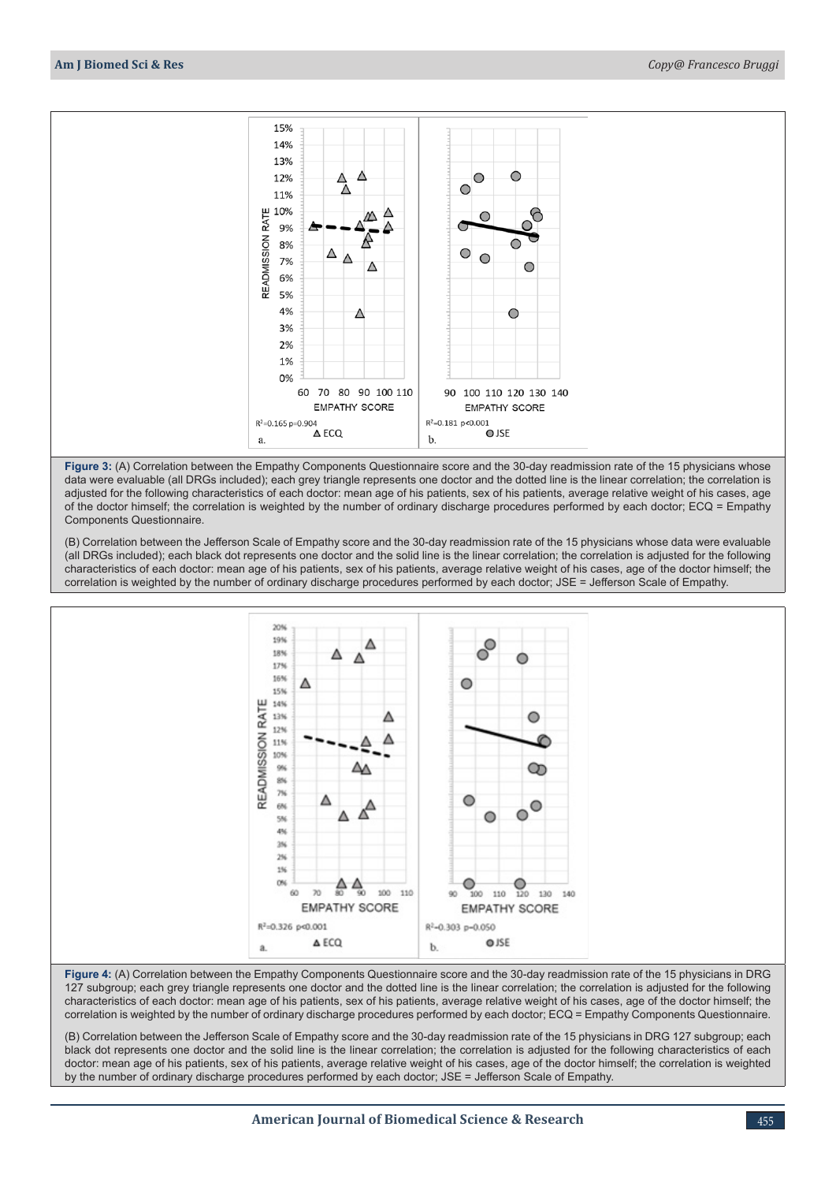**Figure 3:** (A) Correlation between the Empathy Components Questionnaire score and the 30-day readmission rate of the 15 physicians whose data were evaluable (all DRGs included); each grey triangle represents one doctor and the dotted line is the linear correlation; the correlation is adjusted for the following characteristics of each doctor: mean age of his patients, sex of his patients, average relative weight of his cases, age of the doctor himself; the correlation is weighted by the number of ordinary discharge procedures performed by each doctor; ECQ = Empathy Components Questionnaire.

(B) Correlation between the Jefferson Scale of Empathy score and the 30-day readmission rate of the 15 physicians whose data were evaluable (all DRGs included); each black dot represents one doctor and the solid line is the linear correlation; the correlation is adjusted for the following characteristics of each doctor: mean age of his patients, sex of his patients, average relative weight of his cases, age of the doctor himself; the correlation is weighted by the number of ordinary discharge procedures performed by each doctor; JSE = Jefferson Scale of Empathy.

**Figure 4:** (A) Correlation between the Empathy Components Questionnaire score and the 30-day readmission rate of the 15 physicians in DRG 127 subgroup; each grey triangle represents one doctor and the dotted line is the linear correlation; the correlation is adjusted for the following characteristics of each doctor: mean age of his patients, sex of his patients, average relative weight of his cases, age of the doctor himself; the correlation is weighted by the number of ordinary discharge procedures performed by each doctor; ECQ = Empathy Components Questionnaire.

(B) Correlation between the Jefferson Scale of Empathy score and the 30-day readmission rate of the 15 physicians in DRG 127 subgroup; each black dot represents one doctor and the solid line is the linear correlation; the correlation is adjusted for the following characteristics of each doctor: mean age of his patients, sex of his patients, average relative weight of his cases, age of the doctor himself; the correlation is weighted by the number of ordinary discharge procedures performed by each doctor; JSE = Jefferson Scale of Empathy.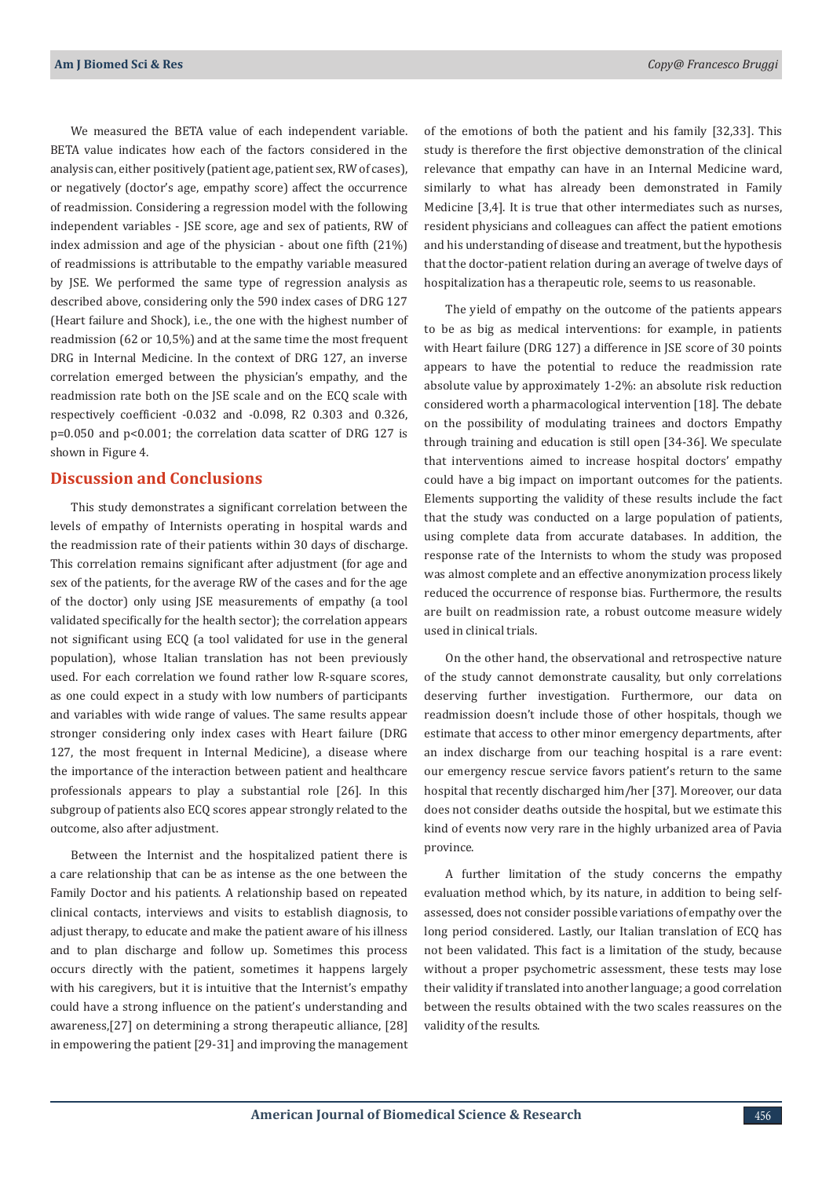We measured the BETA value of each independent variable. BETA value indicates how each of the factors considered in the analysis can, either positively (patient age, patient sex, RW of cases), or negatively (doctor's age, empathy score) affect the occurrence of readmission. Considering a regression model with the following independent variables - JSE score, age and sex of patients, RW of index admission and age of the physician - about one fifth (21%) of readmissions is attributable to the empathy variable measured by JSE. We performed the same type of regression analysis as described above, considering only the 590 index cases of DRG 127 (Heart failure and Shock), i.e., the one with the highest number of readmission (62 or 10,5%) and at the same time the most frequent DRG in Internal Medicine. In the context of DRG 127, an inverse correlation emerged between the physician's empathy, and the readmission rate both on the JSE scale and on the ECQ scale with respectively coefficient -0.032 and -0.098, $R2$ 0.303 and 0.326, $p=0.050$ and $p<0.001$; the correlation data scatter of DRG 127 is shown in Figure 4.

## Discussion and Conclusions

This study demonstrates a significant correlation between the levels of empathy of Internists operating in hospital wards and the readmission rate of their patients within 30 days of discharge. This correlation remains significant after adjustment (for age and sex of the patients, for the average RW of the cases and for the age of the doctor) only using JSE measurements of empathy (a tool validated specifically for the health sector); the correlation appears not significant using ECQ (a tool validated for use in the general population), whose Italian translation has not been previously used. For each correlation we found rather low R-square scores, as one could expect in a study with low numbers of participants and variables with wide range of values. The same results appear stronger considering only index cases with Heart failure (DRG 127, the most frequent in Internal Medicine), a disease where the importance of the interaction between patient and healthcare professionals appears to play a substantial role [26]. In this subgroup of patients also ECQ scores appear strongly related to the outcome, also after adjustment.

Between the Internist and the hospitalized patient there is a care relationship that can be as intense as the one between the Family Doctor and his patients. A relationship based on repeated clinical contacts, interviews and visits to establish diagnosis, to adjust therapy, to educate and make the patient aware of his illness and to plan discharge and follow up. Sometimes this process occurs directly with the patient, sometimes it happens largely with his caregivers, but it is intuitive that the Internist's empathy could have a strong influence on the patient's understanding and awareness,[27] on determining a strong therapeutic alliance, [28] in empowering the patient [29-31] and improving the management of the emotions of both the patient and his family [32,33]. This study is therefore the first objective demonstration of the clinical relevance that empathy can have in an Internal Medicine ward, similarly to what has already been demonstrated in Family Medicine [3,4]. It is true that other intermediates such as nurses, resident physicians and colleagues can affect the patient emotions and his understanding of disease and treatment, but the hypothesis that the doctor-patient relation during an average of twelve days of hospitalization has a therapeutic role, seems to us reasonable.

The yield of empathy on the outcome of the patients appears to be as big as medical interventions: for example, in patients with Heart failure (DRG 127) a difference in JSE score of 30 points appears to have the potential to reduce the readmission rate absolute value by approximately 1-2%: an absolute risk reduction considered worth a pharmacological intervention [18]. The debate on the possibility of modulating trainees and doctors Empathy through training and education is still open [34-36]. We speculate that interventions aimed to increase hospital doctors' empathy could have a big impact on important outcomes for the patients. Elements supporting the validity of these results include the fact that the study was conducted on a large population of patients, using complete data from accurate databases. In addition, the response rate of the Internists to whom the study was proposed was almost complete and an effective anonymization process likely reduced the occurrence of response bias. Furthermore, the results are built on readmission rate, a robust outcome measure widely used in clinical trials.

On the other hand, the observational and retrospective nature of the study cannot demonstrate causality, but only correlations deserving further investigation. Furthermore, our data on readmission doesn't include those of other hospitals, though we estimate that access to other minor emergency departments, after an index discharge from our teaching hospital is a rare event: our emergency rescue service favors patient's return to the same hospital that recently discharged him/her [37]. Moreover, our data does not consider deaths outside the hospital, but we estimate this kind of events now very rare in the highly urbanized area of Pavia province.

A further limitation of the study concerns the empathy evaluation method which, by its nature, in addition to being self-assessed, does not consider possible variations of empathy over the long period considered. Lastly, our Italian translation of ECQ has not been validated. This fact is a limitation of the study, because without a proper psychometric assessment, these tests may lose their validity if translated into another language; a good correlation between the results obtained with the two scales reassures on the validity of the results.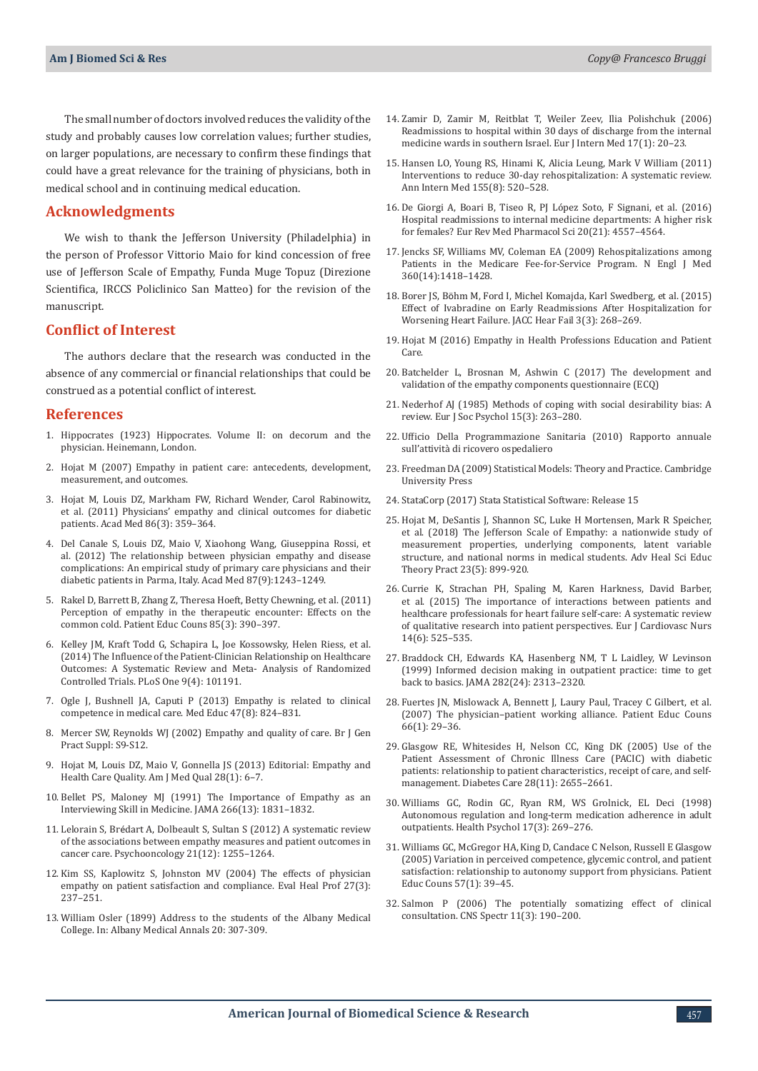The small number of doctors involved reduces the validity of the study and probably causes low correlation values; further studies, on larger populations, are necessary to confirm these findings that could have a great relevance for the training of physicians, both in medical school and in continuing medical education.

## Acknowledgments

We wish to thank the Jefferson University (Philadelphia) in the person of Professor Vittorio Maio for kind concession of free use of Jefferson Scale of Empathy, Funda Muge Topuz (Direzione Scientifica, IRCCS Policlinico San Matteo) for the revision of the manuscript.

## Conflict of Interest

The authors declare that the research was conducted in the absence of any commercial or financial relationships that could be construed as a potential conflict of interest.

## References

1. Hippocrates (1923) Hippocrates. Volume II: on decorum and the physician. Heinemann, London.
2. Hojat M (2007) Empathy in patient care: antecedents, development, measurement, and outcomes.
3. Hojat M, Louis DZ, Markham FW, Richard Wender, Carol Rabinowitz, et al. (2011) Physicians' empathy and clinical outcomes for diabetic patients. Acad Med 86(3): 359–364.
4. Del Canale S, Louis DZ, Maio V, Xiaohong Wang, Giuseppina Rossi, et al. (2012) The relationship between physician empathy and disease complications: An empirical study of primary care physicians and their diabetic patients in Parma, Italy. Acad Med 87(9):1243–1249.
5. Rakel D, Barrett B, Zhang Z, Theresa Hoeft, Betty Chewning, et al. (2011) Perception of empathy in the therapeutic encounter: Effects on the common cold. Patient Educ Couns 85(3): 390–397.
6. Kelley JM, Kraft Todd G, Schapira L, Joe Kossowsky, Helen Riess, et al. (2014) The Influence of the Patient-Clinician Relationship on Healthcare Outcomes: A Systematic Review and Meta- Analysis of Randomized Controlled Trials. PLoS One 9(4): 101191.
7. Ogle J, Bushnell JA, Caputi P (2013) Empathy is related to clinical competence in medical care. Med Educ 47(8): 824–831.
8. Mercer SW, Reynolds WJ (2002) Empathy and quality of care. Br J Gen Pract Suppl: S9-S12.
9. Hojat M, Louis DZ, Maio V, Gonnella JS (2013) Editorial: Empathy and Health Care Quality. Am J Med Qual 28(1): 6–7.
10. Bellet PS, Maloney MJ (1991) The Importance of Empathy as an Interviewing Skill in Medicine. JAMA 266(13): 1831–1832.
11. Lelorain S, Brédart A, Dolbeault S, Sultan S (2012) A systematic review of the associations between empathy measures and patient outcomes in cancer care. Psychooncology 21(12): 1255–1264.
12. Kim SS, Kaplowitz S, Johnston MV (2004) The effects of physician empathy on patient satisfaction and compliance. Eval Heal Prof 27(3): 237–251.
13. William Osler (1899) Address to the students of the Albany Medical College. In: Albany Medical Annals 20: 307-309.
14. Zamir D, Zamir M, Reitblat T, Weiler Zeev, Ilia Polishchuk (2006) Readmissions to hospital within 30 days of discharge from the internal medicine wards in southern Israel. Eur J Intern Med 17(1): 20–23.
15. Hansen LO, Young RS, Hinami K, Alicia Leung, Mark V William (2011) Interventions to reduce 30-day rehospitalization: A systematic review. Ann Intern Med 155(8): 520–528.
16. De Giorgi A, Boari B, Tiseo R, PJ López Soto, F Signani, et al. (2016) Hospital readmissions to internal medicine departments: A higher risk for females? Eur Rev Med Pharmacol Sci 20(21): 4557–4564.
17. Jencks SF, Williams MV, Coleman EA (2009) Rehospitalizations among Patients in the Medicare Fee-for-Service Program. N Engl J Med 360(14):1418–1428.
18. Borer JS, Böhm M, Ford I, Michel Komajda, Karl Swedberg, et al. (2015) Effect of Ivabradine on Early Readmissions After Hospitalization for Worsening Heart Failure. JACC Hear Fail 3(3): 268–269.
19. Hojat M (2016) Empathy in Health Professions Education and Patient Care.
20. Batchelder L, Brosnan M, Ashwin C (2017) The development and validation of the empathy components questionnaire (ECQ)
21. Nederhof AJ (1985) Methods of coping with social desirability bias: A review. Eur J Soc Psychol 15(3): 263–280.
22. Ufficio Della Programmazione Sanitaria (2010) Rapporto annuale sull'attività di ricovero ospedaliero
23. Freedman DA (2009) Statistical Models: Theory and Practice. Cambridge University Press
24. StataCorp (2017) Stata Statistical Software: Release 15
25. Hojat M, DeSantis J, Shannon SC, Luke H Mortensen, Mark R Speicher, et al. (2018) The Jefferson Scale of Empathy: a nationwide study of measurement properties, underlying components, latent variable structure, and national norms in medical students. Adv Heal Sci Educ Theory Pract 23(5): 899-920.
26. Currie K, Strachan PH, Spaling M, Karen Harkness, David Barber, et al. (2015) The importance of interactions between patients and healthcare professionals for heart failure self-care: A systematic review of qualitative research into patient perspectives. Eur J Cardiovasc Nurs 14(6): 525–535.
27. Braddock CH, Edwards KA, Hasenberg NM, T L Laidley, W Levinson (1999) Informed decision making in outpatient practice: time to get back to basics. JAMA 282(24): 2313–2320.
28. Fuertes JN, Mislowack A, Bennett J, Laury Paul, Tracey C Gilbert, et al. (2007) The physician–patient working alliance. Patient Educ Couns 66(1): 29–36.
29. Glasgow RE, Whitesides H, Nelson CC, King DK (2005) Use of the Patient Assessment of Chronic Illness Care (PACIC) with diabetic patients: relationship to patient characteristics, receipt of care, and self-management. Diabetes Care 28(11): 2655–2661.
30. Williams GC, Rodin GC, Ryan RM, WS Grolnick, EL Deci (1998) Autonomous regulation and long-term medication adherence in adult outpatients. Health Psychol 17(3): 269–276.
31. Williams GC, McGregor HA, King D, Candace C Nelson, Russell E Glasgow (2005) Variation in perceived competence, glycemic control, and patient satisfaction: relationship to autonomy support from physicians. Patient Educ Couns 57(1): 39–45.
32. Salmon P (2006) The potentially somatizing effect of clinical consultation. CNS Spectr 11(3): 190–200.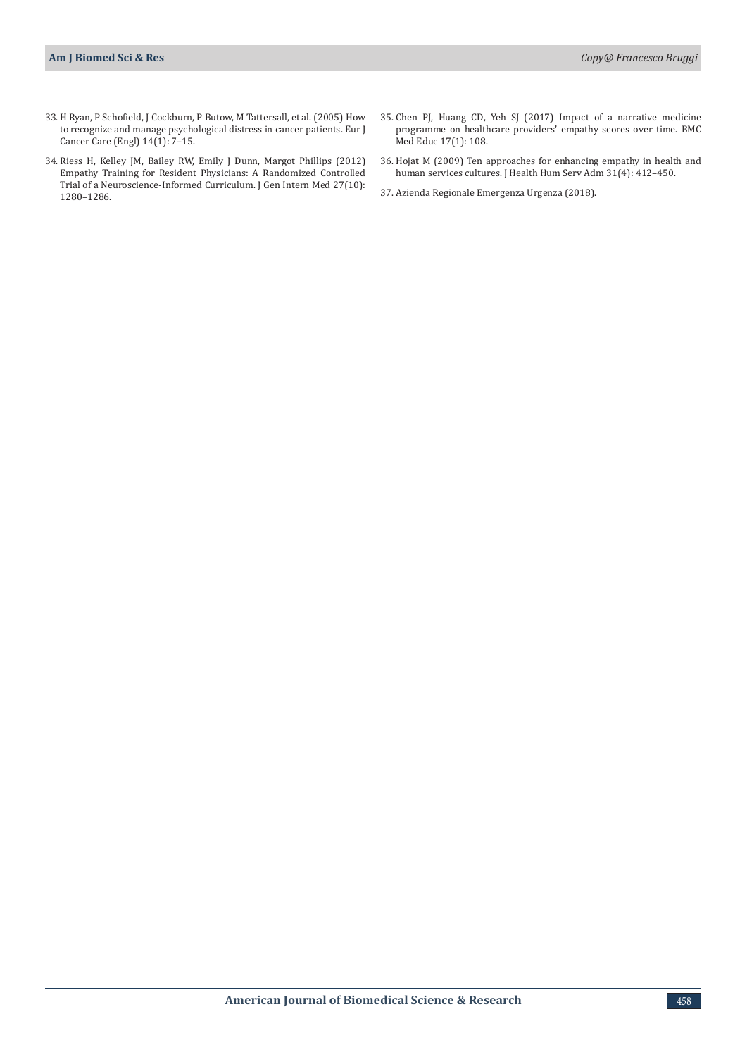33. H Ryan, P Schofield, J Cockburn, P Butow, M Tattersall, et al. (2005) How to recognize and manage psychological distress in cancer patients. Eur J Cancer Care (Engl) 14(1): 7–15.
34. Riess H, Kelley JM, Bailey RW, Emily J Dunn, Margot Phillips (2012) Empathy Training for Resident Physicians: A Randomized Controlled Trial of a Neuroscience-Informed Curriculum. J Gen Intern Med 27(10): 1280–1286.
35. Chen PJ, Huang CD, Yeh SJ (2017) Impact of a narrative medicine programme on healthcare providers' empathy scores over time. BMC Med Educ 17(1): 108.
36. Hojat M (2009) Ten approaches for enhancing empathy in health and human services cultures. J Health Hum Serv Adm 31(4): 412–450.
37. Azienda Regionale Emergenza Urgenza (2018).